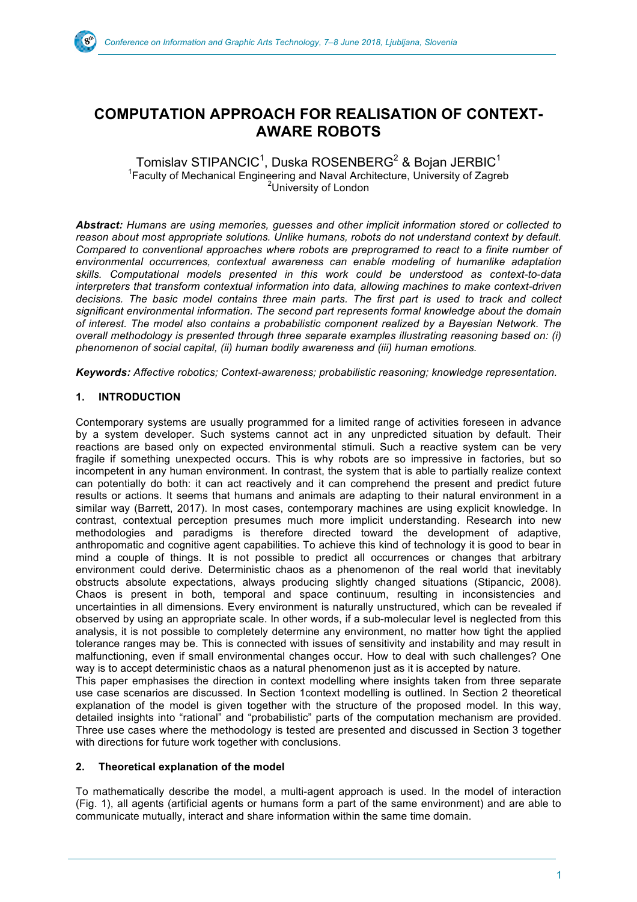# COMPUTATION APPROACH FOR REALISATION OF CONTEXT-AWARE ROBOTS

Tomislav STIPANCIC[1], Duska ROSENBERG[2] & Bojan JERBIC[1]

[1]Faculty of Mechanical Engineering and Naval Architecture, University of Zagreb
[2]University of London

***Abstract:*** *Humans are using memories, guesses and other implicit information stored or collected to reason about most appropriate solutions. Unlike humans, robots do not understand context by default. Compared to conventional approaches where robots are preprogramed to react to a finite number of environmental occurrences, contextual awareness can enable modeling of humanlike adaptation skills. Computational models presented in this work could be understood as context-to-data interpreters that transform contextual information into data, allowing machines to make context-driven decisions. The basic model contains three main parts. The first part is used to track and collect significant environmental information. The second part represents formal knowledge about the domain of interest. The model also contains a probabilistic component realized by a Bayesian Network. The overall methodology is presented through three separate examples illustrating reasoning based on: (i) phenomenon of social capital, (ii) human bodily awareness and (iii) human emotions.*

***Keywords:*** *Affective robotics; Context-awareness; probabilistic reasoning; knowledge representation.*

## 1. INTRODUCTION

Contemporary systems are usually programmed for a limited range of activities foreseen in advance by a system developer. Such systems cannot act in any unpredicted situation by default. Their reactions are based only on expected environmental stimuli. Such a reactive system can be very fragile if something unexpected occurs. This is why robots are so impressive in factories, but so incompetent in any human environment. In contrast, the system that is able to partially realize context can potentially do both: it can act reactively and it can comprehend the present and predict future results or actions. It seems that humans and animals are adapting to their natural environment in a similar way (Barrett, 2017). In most cases, contemporary machines are using explicit knowledge. In contrast, contextual perception presumes much more implicit understanding. Research into new methodologies and paradigms is therefore directed toward the development of adaptive, anthropomatic and cognitive agent capabilities. To achieve this kind of technology it is good to bear in mind a couple of things. It is not possible to predict all occurrences or changes that arbitrary environment could derive. Deterministic chaos as a phenomenon of the real world that inevitably obstructs absolute expectations, always producing slightly changed situations (Stipancic, 2008). Chaos is present in both, temporal and space continuum, resulting in inconsistencies and uncertainties in all dimensions. Every environment is naturally unstructured, which can be revealed if observed by using an appropriate scale. In other words, if a sub-molecular level is neglected from this analysis, it is not possible to completely determine any environment, no matter how tight the applied tolerance ranges may be. This is connected with issues of sensitivity and instability and may result in malfunctioning, even if small environmental changes occur. How to deal with such challenges? One way is to accept deterministic chaos as a natural phenomenon just as it is accepted by nature.

This paper emphasises the direction in context modelling where insights taken from three separate use case scenarios are discussed. In Section 1context modelling is outlined. In Section 2 theoretical explanation of the model is given together with the structure of the proposed model. In this way, detailed insights into "rational" and "probabilistic" parts of the computation mechanism are provided. Three use cases where the methodology is tested are presented and discussed in Section 3 together with directions for future work together with conclusions.

## 2. Theoretical explanation of the model

To mathematically describe the model, a multi-agent approach is used. In the model of interaction (Fig. 1), all agents (artificial agents or humans form a part of the same environment) and are able to communicate mutually, interact and share information within the same time domain.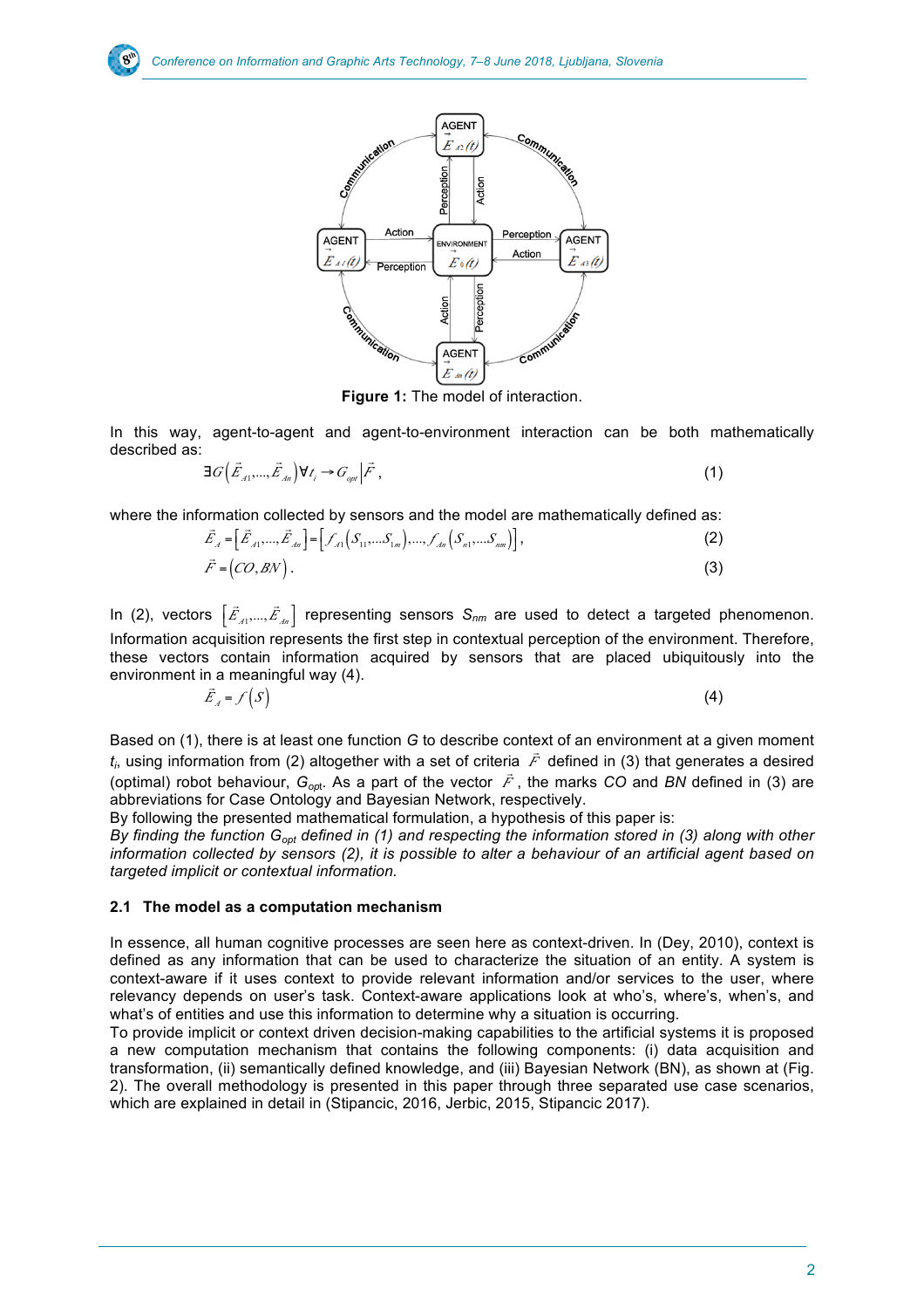**Figure 1:** The model of interaction.

In this way, agent-to-agent and agent-to-environment interaction can be both mathematically described as:

$$\exists G\left(\vec{E}_{A1},\ldots,\vec{E}_{An}\right)\forall t_i \rightarrow G_{opt}\left|\vec{F}\right., \tag{1}$$

where the information collected by sensors and the model are mathematically defined as:

$$\vec{E}_A = \left[\vec{E}_{A1},\ldots,\vec{E}_{An}\right] = \left[f_{A1}\left(S_{11},\ldots S_{1m}\right),\ldots,f_{An}\left(S_{n1},\ldots S_{nm}\right)\right], \tag{2}$$

$$\vec{F} = \left(CO, BN\right). \tag{3}$$

In (2), vectors $\left[\vec{E}_{A1},\ldots,\vec{E}_{An}\right]$ representing sensors $S_{nm}$ are used to detect a targeted phenomenon. Information acquisition represents the first step in contextual perception of the environment. Therefore, these vectors contain information acquired by sensors that are placed ubiquitously into the environment in a meaningful way (4).

$$\vec{E}_A = f\left(S\right) \tag{4}$$

Based on (1), there is at least one function $G$ to describe context of an environment at a given moment $t_i$, using information from (2) altogether with a set of criteria $\vec{F}$ defined in (3) that generates a desired (optimal) robot behaviour, $G_{opt}$. As a part of the vector $\vec{F}$, the marks $CO$ and $BN$ defined in (3) are abbreviations for Case Ontology and Bayesian Network, respectively.

By following the presented mathematical formulation, a hypothesis of this paper is:

*By finding the function $G_{opt}$ defined in (1) and respecting the information stored in (3) along with other information collected by sensors (2), it is possible to alter a behaviour of an artificial agent based on targeted implicit or contextual information.*

### 2.1 The model as a computation mechanism

In essence, all human cognitive processes are seen here as context-driven. In (Dey, 2010), context is defined as any information that can be used to characterize the situation of an entity. A system is context-aware if it uses context to provide relevant information and/or services to the user, where relevancy depends on user's task. Context-aware applications look at who's, where's, when's, and what's of entities and use this information to determine why a situation is occurring.

To provide implicit or context driven decision-making capabilities to the artificial systems it is proposed a new computation mechanism that contains the following components: (i) data acquisition and transformation, (ii) semantically defined knowledge, and (iii) Bayesian Network (BN), as shown at (Fig. 2). The overall methodology is presented in this paper through three separated use case scenarios, which are explained in detail in (Stipancic, 2016, Jerbic, 2015, Stipancic 2017).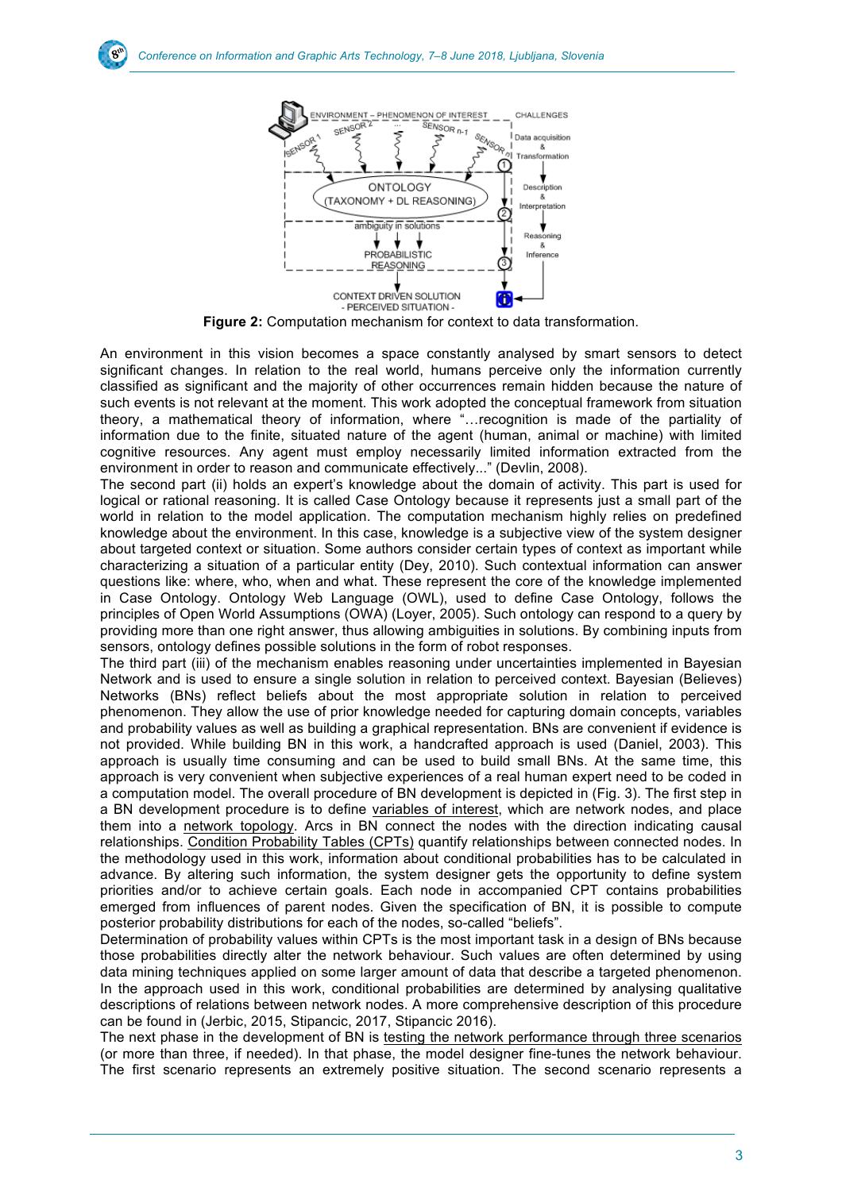**Figure 2:** Computation mechanism for context to data transformation.

An environment in this vision becomes a space constantly analysed by smart sensors to detect significant changes. In relation to the real world, humans perceive only the information currently classified as significant and the majority of other occurrences remain hidden because the nature of such events is not relevant at the moment. This work adopted the conceptual framework from situation theory, a mathematical theory of information, where "…recognition is made of the partiality of information due to the finite, situated nature of the agent (human, animal or machine) with limited cognitive resources. Any agent must employ necessarily limited information extracted from the environment in order to reason and communicate effectively..." (Devlin, 2008).

The second part (ii) holds an expert's knowledge about the domain of activity. This part is used for logical or rational reasoning. It is called Case Ontology because it represents just a small part of the world in relation to the model application. The computation mechanism highly relies on predefined knowledge about the environment. In this case, knowledge is a subjective view of the system designer about targeted context or situation. Some authors consider certain types of context as important while characterizing a situation of a particular entity (Dey, 2010). Such contextual information can answer questions like: where, who, when and what. These represent the core of the knowledge implemented in Case Ontology. Ontology Web Language (OWL), used to define Case Ontology, follows the principles of Open World Assumptions (OWA) (Loyer, 2005). Such ontology can respond to a query by providing more than one right answer, thus allowing ambiguities in solutions. By combining inputs from sensors, ontology defines possible solutions in the form of robot responses.

The third part (iii) of the mechanism enables reasoning under uncertainties implemented in Bayesian Network and is used to ensure a single solution in relation to perceived context. Bayesian (Believes) Networks (BNs) reflect beliefs about the most appropriate solution in relation to perceived phenomenon. They allow the use of prior knowledge needed for capturing domain concepts, variables and probability values as well as building a graphical representation. BNs are convenient if evidence is not provided. While building BN in this work, a handcrafted approach is used (Daniel, 2003). This approach is usually time consuming and can be used to build small BNs. At the same time, this approach is very convenient when subjective experiences of a real human expert need to be coded in a computation model. The overall procedure of BN development is depicted in (Fig. 3). The first step in a BN development procedure is to define variables of interest, which are network nodes, and place them into a network topology. Arcs in BN connect the nodes with the direction indicating causal relationships. Condition Probability Tables (CPTs) quantify relationships between connected nodes. In the methodology used in this work, information about conditional probabilities has to be calculated in advance. By altering such information, the system designer gets the opportunity to define system priorities and/or to achieve certain goals. Each node in accompanied CPT contains probabilities emerged from influences of parent nodes. Given the specification of BN, it is possible to compute posterior probability distributions for each of the nodes, so-called "beliefs".

Determination of probability values within CPTs is the most important task in a design of BNs because those probabilities directly alter the network behaviour. Such values are often determined by using data mining techniques applied on some larger amount of data that describe a targeted phenomenon. In the approach used in this work, conditional probabilities are determined by analysing qualitative descriptions of relations between network nodes. A more comprehensive description of this procedure can be found in (Jerbic, 2015, Stipancic, 2017, Stipancic 2016).

The next phase in the development of BN is testing the network performance through three scenarios (or more than three, if needed). In that phase, the model designer fine-tunes the network behaviour. The first scenario represents an extremely positive situation. The second scenario represents a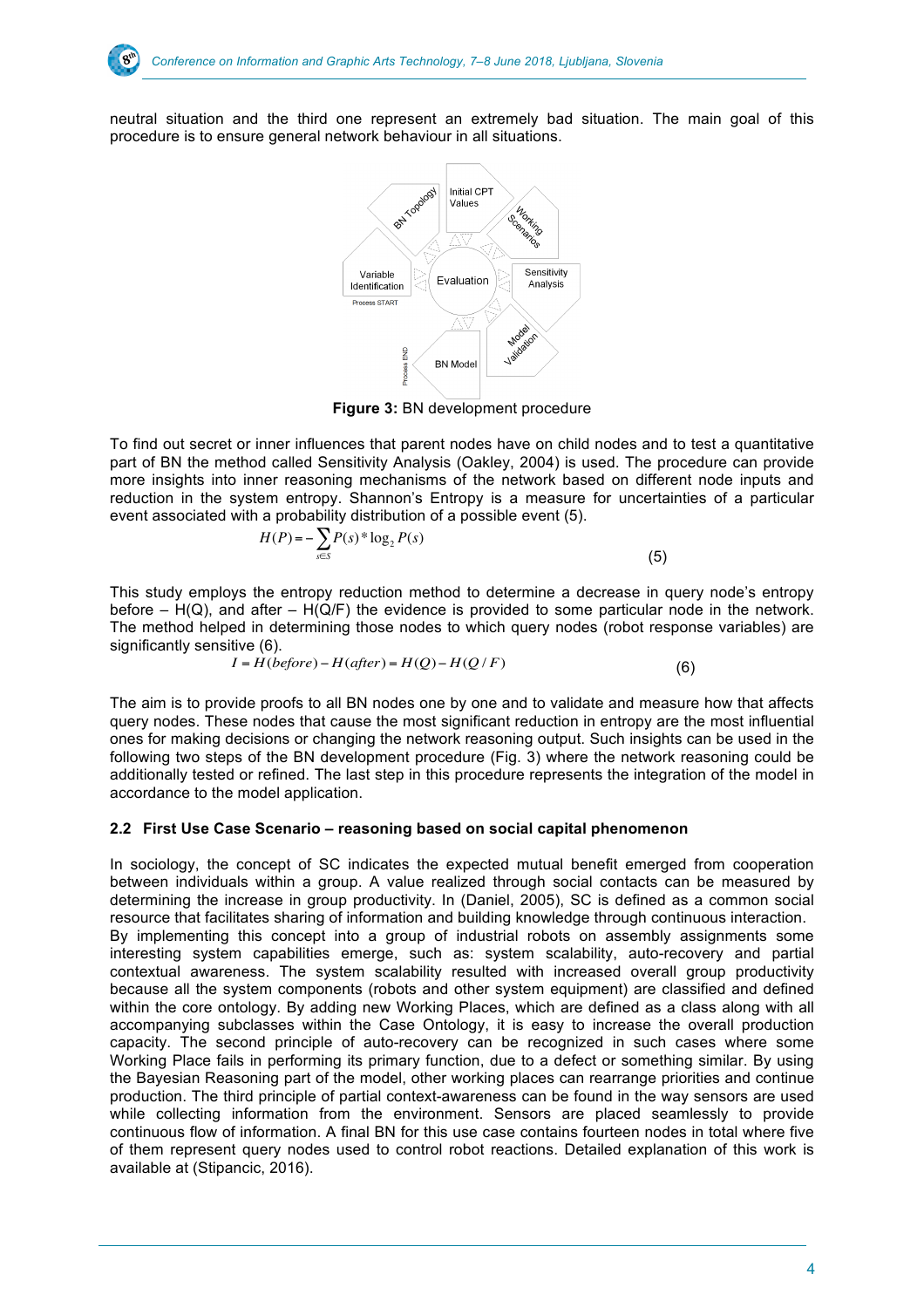neutral situation and the third one represent an extremely bad situation. The main goal of this procedure is to ensure general network behaviour in all situations.

**Figure 3:** BN development procedure

To find out secret or inner influences that parent nodes have on child nodes and to test a quantitative part of BN the method called Sensitivity Analysis (Oakley, 2004) is used. The procedure can provide more insights into inner reasoning mechanisms of the network based on different node inputs and reduction in the system entropy. Shannon's Entropy is a measure for uncertainties of a particular event associated with a probability distribution of a possible event (5).

$$H(P) = -\sum_{s \in S} P(s) * \log_2 P(s) \tag{5}$$

This study employs the entropy reduction method to determine a decrease in query node's entropy before – H(Q), and after – H(Q/F) the evidence is provided to some particular node in the network. The method helped in determining those nodes to which query nodes (robot response variables) are significantly sensitive (6).

$$I = H(before) - H(after) = H(Q) - H(Q/F) \tag{6}$$

The aim is to provide proofs to all BN nodes one by one and to validate and measure how that affects query nodes. These nodes that cause the most significant reduction in entropy are the most influential ones for making decisions or changing the network reasoning output. Such insights can be used in the following two steps of the BN development procedure (Fig. 3) where the network reasoning could be additionally tested or refined. The last step in this procedure represents the integration of the model in accordance to the model application.

### 2.2 First Use Case Scenario – reasoning based on social capital phenomenon

In sociology, the concept of SC indicates the expected mutual benefit emerged from cooperation between individuals within a group. A value realized through social contacts can be measured by determining the increase in group productivity. In (Daniel, 2005), SC is defined as a common social resource that facilitates sharing of information and building knowledge through continuous interaction.
By implementing this concept into a group of industrial robots on assembly assignments some interesting system capabilities emerge, such as: system scalability, auto-recovery and partial contextual awareness. The system scalability resulted with increased overall group productivity because all the system components (robots and other system equipment) are classified and defined within the core ontology. By adding new Working Places, which are defined as a class along with all accompanying subclasses within the Case Ontology, it is easy to increase the overall production capacity. The second principle of auto-recovery can be recognized in such cases where some Working Place fails in performing its primary function, due to a defect or something similar. By using the Bayesian Reasoning part of the model, other working places can rearrange priorities and continue production. The third principle of partial context-awareness can be found in the way sensors are used while collecting information from the environment. Sensors are placed seamlessly to provide continuous flow of information. A final BN for this use case contains fourteen nodes in total where five of them represent query nodes used to control robot reactions. Detailed explanation of this work is available at (Stipancic, 2016).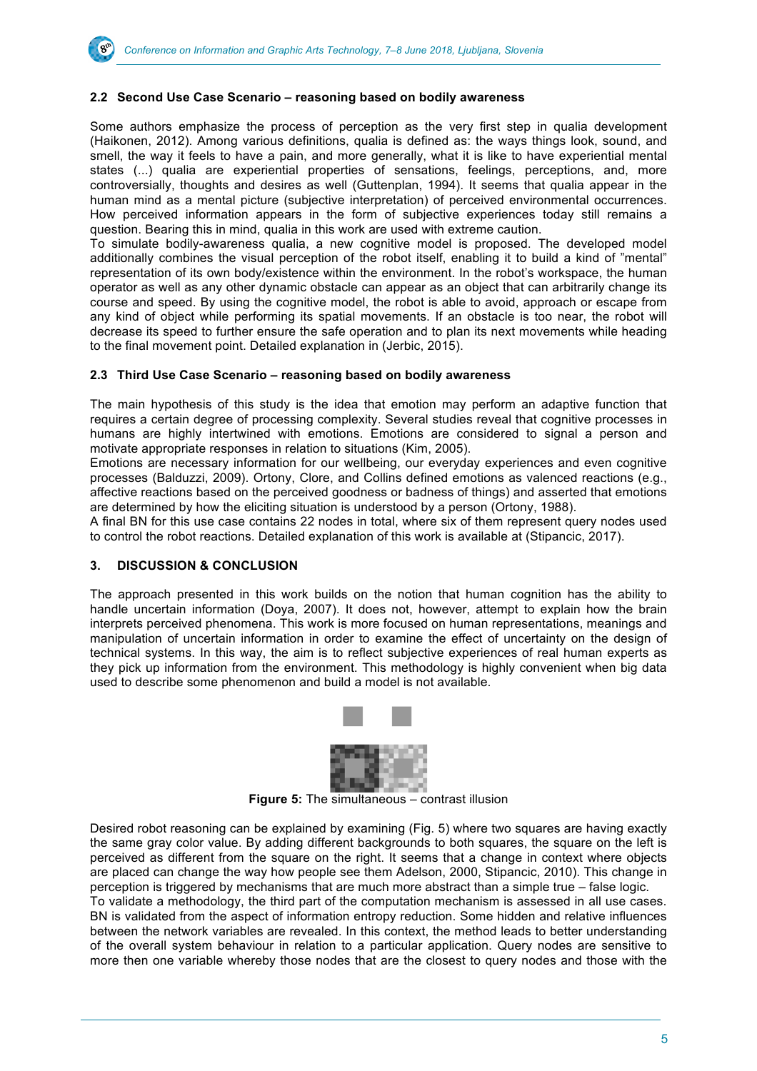### 2.2 Second Use Case Scenario – reasoning based on bodily awareness

Some authors emphasize the process of perception as the very first step in qualia development (Haikonen, 2012). Among various definitions, qualia is defined as: the ways things look, sound, and smell, the way it feels to have a pain, and more generally, what it is like to have experiential mental states (...) qualia are experiential properties of sensations, feelings, perceptions, and, more controversially, thoughts and desires as well (Guttenplan, 1994). It seems that qualia appear in the human mind as a mental picture (subjective interpretation) of perceived environmental occurrences. How perceived information appears in the form of subjective experiences today still remains a question. Bearing this in mind, qualia in this work are used with extreme caution.

To simulate bodily-awareness qualia, a new cognitive model is proposed. The developed model additionally combines the visual perception of the robot itself, enabling it to build a kind of "mental" representation of its own body/existence within the environment. In the robot's workspace, the human operator as well as any other dynamic obstacle can appear as an object that can arbitrarily change its course and speed. By using the cognitive model, the robot is able to avoid, approach or escape from any kind of object while performing its spatial movements. If an obstacle is too near, the robot will decrease its speed to further ensure the safe operation and to plan its next movements while heading to the final movement point. Detailed explanation in (Jerbic, 2015).

### 2.3 Third Use Case Scenario – reasoning based on bodily awareness

The main hypothesis of this study is the idea that emotion may perform an adaptive function that requires a certain degree of processing complexity. Several studies reveal that cognitive processes in humans are highly intertwined with emotions. Emotions are considered to signal a person and motivate appropriate responses in relation to situations (Kim, 2005).

Emotions are necessary information for our wellbeing, our everyday experiences and even cognitive processes (Balduzzi, 2009). Ortony, Clore, and Collins defined emotions as valenced reactions (e.g., affective reactions based on the perceived goodness or badness of things) and asserted that emotions are determined by how the eliciting situation is understood by a person (Ortony, 1988).

A final BN for this use case contains 22 nodes in total, where six of them represent query nodes used to control the robot reactions. Detailed explanation of this work is available at (Stipancic, 2017).

## 3. DISCUSSION & CONCLUSION

The approach presented in this work builds on the notion that human cognition has the ability to handle uncertain information (Doya, 2007). It does not, however, attempt to explain how the brain interprets perceived phenomena. This work is more focused on human representations, meanings and manipulation of uncertain information in order to examine the effect of uncertainty on the design of technical systems. In this way, the aim is to reflect subjective experiences of real human experts as they pick up information from the environment. This methodology is highly convenient when big data used to describe some phenomenon and build a model is not available.

**Figure 5:** The simultaneous – contrast illusion

Desired robot reasoning can be explained by examining (Fig. 5) where two squares are having exactly the same gray color value. By adding different backgrounds to both squares, the square on the left is perceived as different from the square on the right. It seems that a change in context where objects are placed can change the way how people see them Adelson, 2000, Stipancic, 2010). This change in perception is triggered by mechanisms that are much more abstract than a simple true – false logic.

To validate a methodology, the third part of the computation mechanism is assessed in all use cases. BN is validated from the aspect of information entropy reduction. Some hidden and relative influences between the network variables are revealed. In this context, the method leads to better understanding of the overall system behaviour in relation to a particular application. Query nodes are sensitive to more then one variable whereby those nodes that are the closest to query nodes and those with the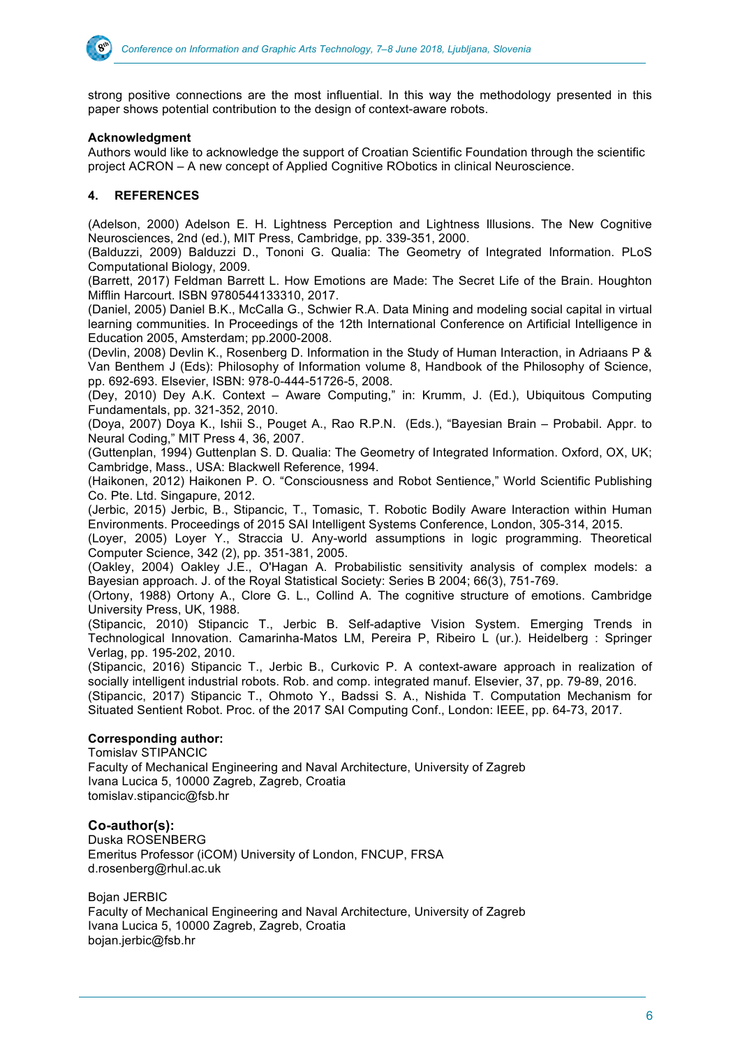strong positive connections are the most influential. In this way the methodology presented in this paper shows potential contribution to the design of context-aware robots.

**Acknowledgment**

Authors would like to acknowledge the support of Croatian Scientific Foundation through the scientific project ACRON – A new concept of Applied Cognitive RObotics in clinical Neuroscience.

## 4. REFERENCES

(Adelson, 2000) Adelson E. H. Lightness Perception and Lightness Illusions. The New Cognitive Neurosciences, 2nd (ed.), MIT Press, Cambridge, pp. 339-351, 2000.

(Balduzzi, 2009) Balduzzi D., Tononi G. Qualia: The Geometry of Integrated Information. PLoS Computational Biology, 2009.

(Barrett, 2017) Feldman Barrett L. How Emotions are Made: The Secret Life of the Brain. Houghton Mifflin Harcourt. ISBN 9780544133310, 2017.

(Daniel, 2005) Daniel B.K., McCalla G., Schwier R.A. Data Mining and modeling social capital in virtual learning communities. In Proceedings of the 12th International Conference on Artificial Intelligence in Education 2005, Amsterdam; pp.2000-2008.

(Devlin, 2008) Devlin K., Rosenberg D. Information in the Study of Human Interaction, in Adriaans P & Van Benthem J (Eds): Philosophy of Information volume 8, Handbook of the Philosophy of Science, pp. 692-693. Elsevier, ISBN: 978-0-444-51726-5, 2008.

(Dey, 2010) Dey A.K. Context – Aware Computing," in: Krumm, J. (Ed.), Ubiquitous Computing Fundamentals, pp. 321-352, 2010.

(Doya, 2007) Doya K., Ishii S., Pouget A., Rao R.P.N. (Eds.), "Bayesian Brain – Probabil. Appr. to Neural Coding," MIT Press 4, 36, 2007.

(Guttenplan, 1994) Guttenplan S. D. Qualia: The Geometry of Integrated Information. Oxford, OX, UK; Cambridge, Mass., USA: Blackwell Reference, 1994.

(Haikonen, 2012) Haikonen P. O. "Consciousness and Robot Sentience," World Scientific Publishing Co. Pte. Ltd. Singapure, 2012.

(Jerbic, 2015) Jerbic, B., Stipancic, T., Tomasic, T. Robotic Bodily Aware Interaction within Human Environments. Proceedings of 2015 SAI Intelligent Systems Conference, London, 305-314, 2015.

(Loyer, 2005) Loyer Y., Straccia U. Any-world assumptions in logic programming. Theoretical Computer Science, 342 (2), pp. 351-381, 2005.

(Oakley, 2004) Oakley J.E., O'Hagan A. Probabilistic sensitivity analysis of complex models: a Bayesian approach. J. of the Royal Statistical Society: Series B 2004; 66(3), 751-769.

(Ortony, 1988) Ortony A., Clore G. L., Collind A. The cognitive structure of emotions. Cambridge University Press, UK, 1988.

(Stipancic, 2010) Stipancic T., Jerbic B. Self-adaptive Vision System. Emerging Trends in Technological Innovation. Camarinha-Matos LM, Pereira P, Ribeiro L (ur.). Heidelberg : Springer Verlag, pp. 195-202, 2010.

(Stipancic, 2016) Stipancic T., Jerbic B., Curkovic P. A context-aware approach in realization of socially intelligent industrial robots. Rob. and comp. integrated manuf. Elsevier, 37, pp. 79-89, 2016.

(Stipancic, 2017) Stipancic T., Ohmoto Y., Badssi S. A., Nishida T. Computation Mechanism for Situated Sentient Robot. Proc. of the 2017 SAI Computing Conf., London: IEEE, pp. 64-73, 2017.

**Corresponding author:**

Tomislav STIPANCIC
Faculty of Mechanical Engineering and Naval Architecture, University of Zagreb
Ivana Lucica 5, 10000 Zagreb, Zagreb, Croatia
tomislav.stipancic@fsb.hr

**Co-author(s):**

Duska ROSENBERG
Emeritus Professor (iCOM) University of London, FNCUP, FRSA
d.rosenberg@rhul.ac.uk

Bojan JERBIC
Faculty of Mechanical Engineering and Naval Architecture, University of Zagreb
Ivana Lucica 5, 10000 Zagreb, Zagreb, Croatia
bojan.jerbic@fsb.hr